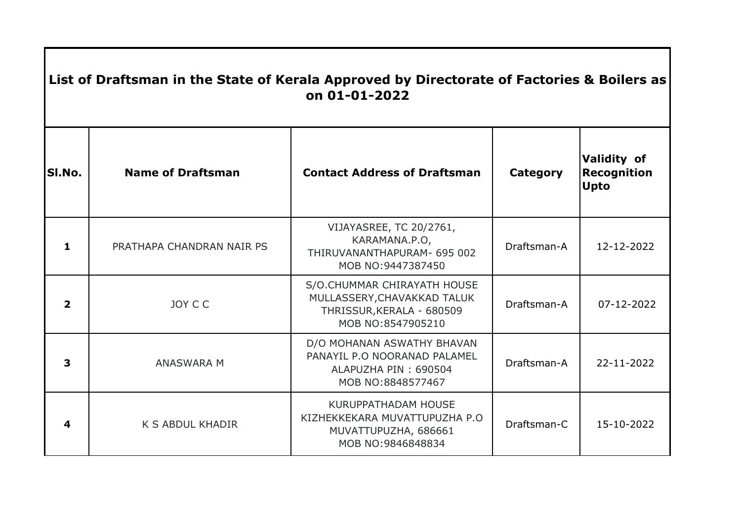# List of Draftsman in the State of Kerala Approved by Directorate of Factories & Boilers as on 01-01-2022

| Sl.No. | Name of Draftsman | Contact Address of Draftsman | Category | Validity of Recognition Upto |
|---|---|---|---|---|
| 1 | PRATHAPA CHANDRAN NAIR PS | VIJAYASREE, TC 20/2761, KARAMANA.P.O, THIRUVANANTHAPURAM- 695 002 MOB NO:9447387450 | Draftsman-A | 12-12-2022 |
| 2 | JOY C C | S/O.CHUMMAR CHIRAYATH HOUSE MULLASSERY,CHAVAKKAD TALUK THRISSUR,KERALA - 680509 MOB NO:8547905210 | Draftsman-A | 07-12-2022 |
| 3 | ANASWARA M | D/O MOHANAN ASWATHY BHAVAN PANAYIL P.O NOORANAD PALAMEL ALAPUZHA PIN : 690504 MOB NO:8848577467 | Draftsman-A | 22-11-2022 |
| 4 | K S ABDUL KHADIR | KURUPPATHADAM HOUSE KIZHEKKEKARA MUVATTUPUZHA P.O MUVATTUPUZHA, 686661 MOB NO:9846848834 | Draftsman-C | 15-10-2022 |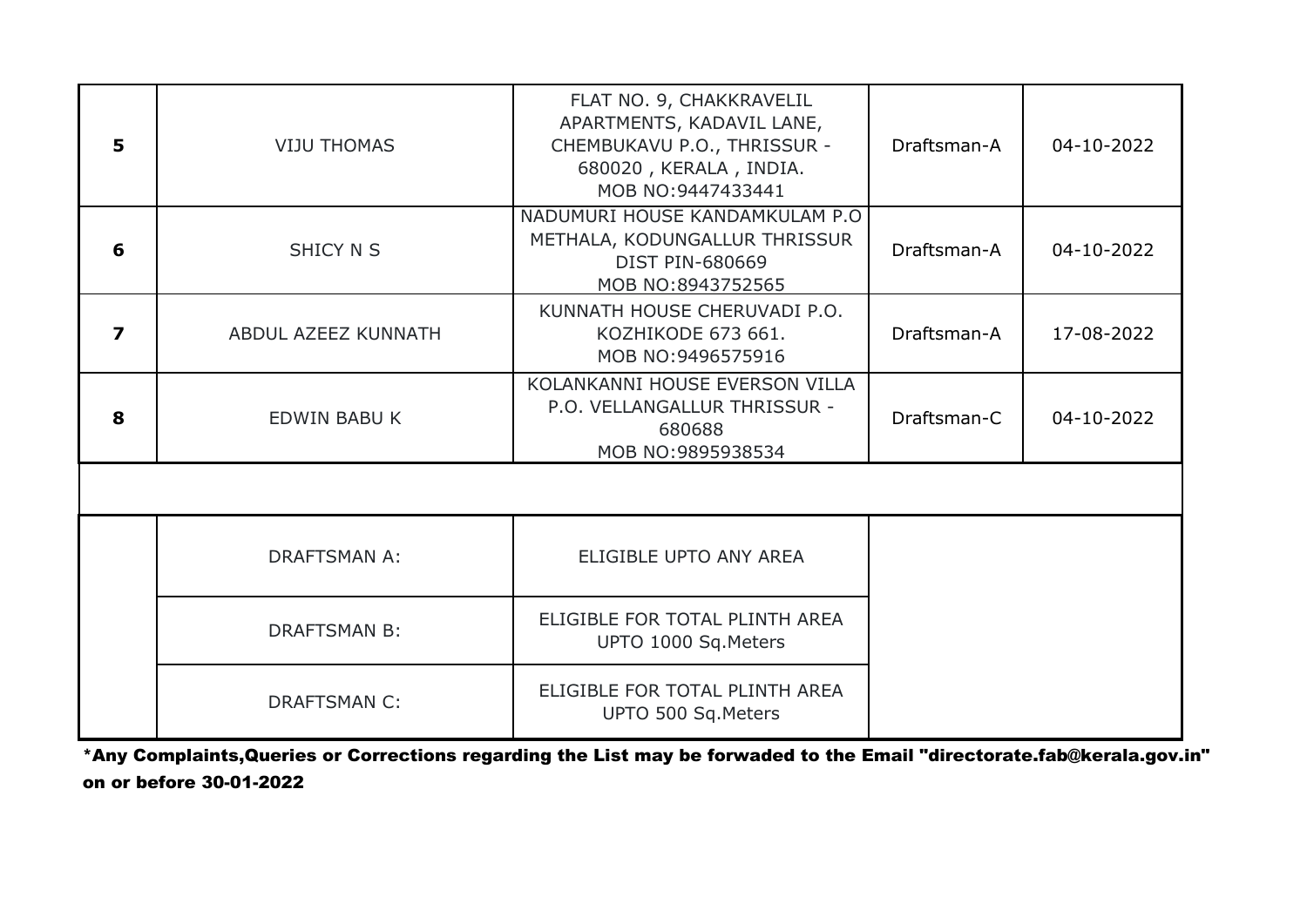| | | | | |
|---|---|---|---|---|
| **5** | VIJU THOMAS | FLAT NO. 9, CHAKKRAVELIL APARTMENTS, KADAVIL LANE, CHEMBUKAVU P.O., THRISSUR - 680020 , KERALA , INDIA. MOB NO:9447433441 | Draftsman-A | 04-10-2022 |
| **6** | SHICY N S | NADUMURI HOUSE KANDAMKULAM P.O METHALA, KODUNGALLUR THRISSUR DIST PIN-680669 MOB NO:8943752565 | Draftsman-A | 04-10-2022 |
| **7** | ABDUL AZEEZ KUNNATH | KUNNATH HOUSE CHERUVADI P.O. KOZHIKODE 673 661. MOB NO:9496575916 | Draftsman-A | 17-08-2022 |
| **8** | EDWIN BABU K | KOLANKANNI HOUSE EVERSON VILLA P.O. VELLANGALLUR THRISSUR - 680688 MOB NO:9895938534 | Draftsman-C | 04-10-2022 |

| | | |
|---|---|---|
| DRAFTSMAN A: | ELIGIBLE UPTO ANY AREA | |
| DRAFTSMAN B: | ELIGIBLE FOR TOTAL PLINTH AREA UPTO 1000 Sq.Meters | |
| DRAFTSMAN C: | ELIGIBLE FOR TOTAL PLINTH AREA UPTO 500 Sq.Meters | |

**\*Any Complaints,Queries or Corrections regarding the List may be forwaded to the Email "directorate.fab@kerala.gov.in" on or before 30-01-2022**